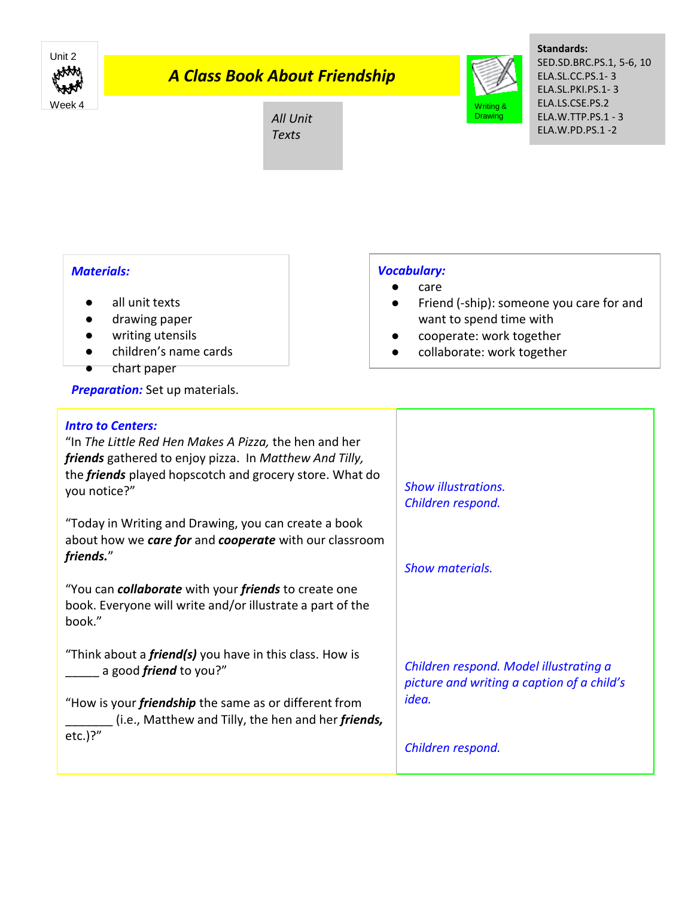Unit 2

Week 4

# *A Class Book About Friendship*

*All Unit Texts*

Writing & Drawing

**Standards:**
SED.SD.BRC.PS.1, 5-6, 10
ELA.SL.CC.PS.1- 3
ELA.SL.PKI.PS.1- 3
ELA.LS.CSE.PS.2
ELA.W.TTP.PS.1 - 3
ELA.W.PD.PS.1 -2

***Materials:***

- all unit texts
- drawing paper
- writing utensils
- children's name cards
- chart paper

***Vocabulary:***

- care
- Friend (-ship): someone you care for and want to spend time with
- cooperate: work together
- collaborate: work together

***Preparation:*** Set up materials.

| ***Intro to Centers:*** | |
|---|---|
| "In *The Little Red Hen Makes A Pizza,* the hen and her ***friends*** gathered to enjoy pizza. In *Matthew And Tilly,* the ***friends*** played hopscotch and grocery store. What do you notice?" | *Show illustrations. Children respond.* |
| "Today in Writing and Drawing, you can create a book about how we ***care for*** and ***cooperate*** with our classroom ***friends.***" | *Show materials.* |
| "You can ***collaborate*** with your ***friends*** to create one book. Everyone will write and/or illustrate a part of the book." | |
| "Think about a ***friend(s)*** you have in this class. How is _____ a good ***friend*** to you?" | *Children respond. Model illustrating a picture and writing a caption of a child's idea.* |
| "How is your ***friendship*** the same as or different from _______ (i.e., Matthew and Tilly, the hen and her ***friends,*** etc.)?" | *Children respond.* |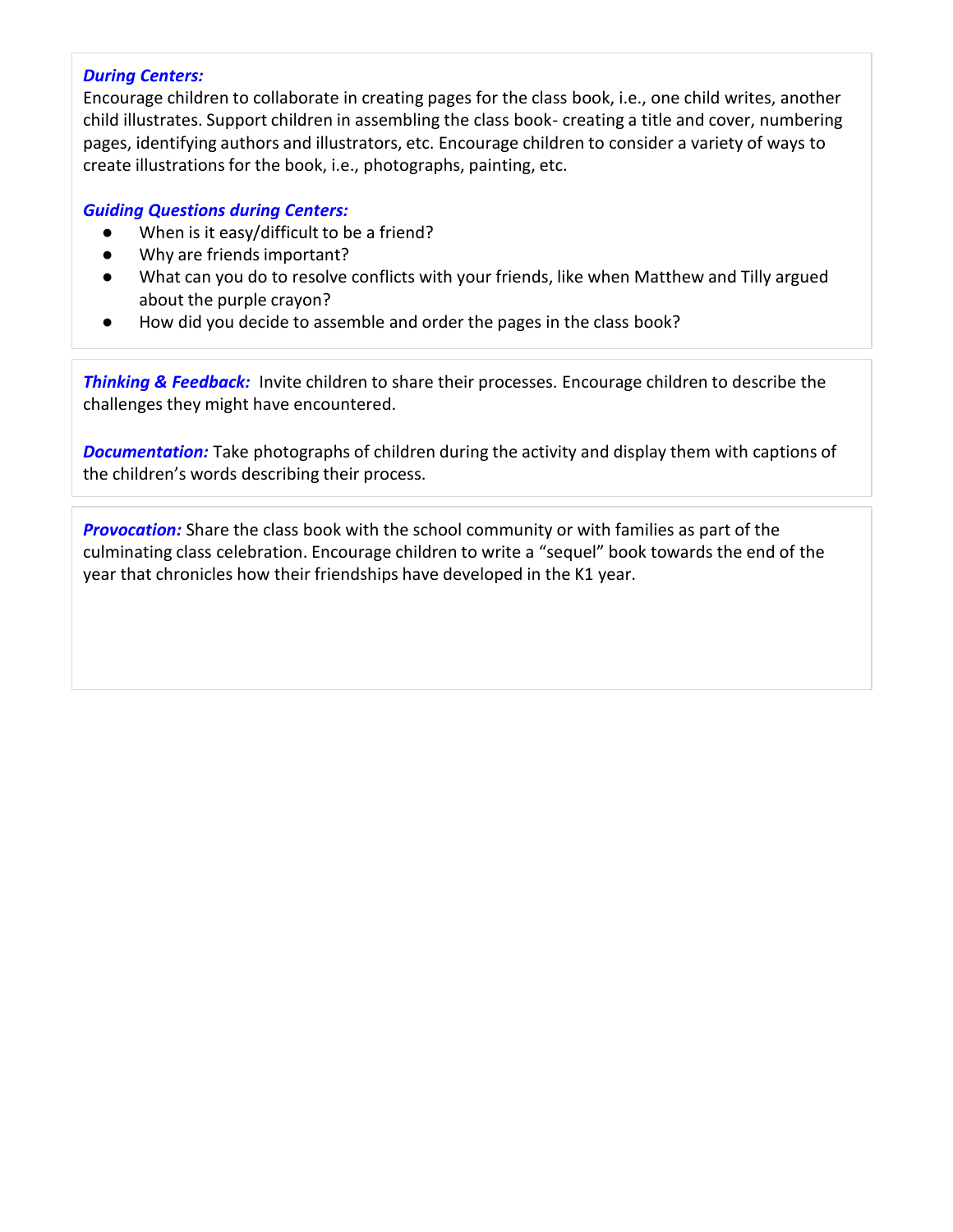***During Centers:***
Encourage children to collaborate in creating pages for the class book, i.e., one child writes, another child illustrates. Support children in assembling the class book- creating a title and cover, numbering pages, identifying authors and illustrators, etc. Encourage children to consider a variety of ways to create illustrations for the book, i.e., photographs, painting, etc.

***Guiding Questions during Centers:***

- When is it easy/difficult to be a friend?
- Why are friends important?
- What can you do to resolve conflicts with your friends, like when Matthew and Tilly argued about the purple crayon?
- How did you decide to assemble and order the pages in the class book?

***Thinking & Feedback:*** Invite children to share their processes. Encourage children to describe the challenges they might have encountered.

***Documentation:*** Take photographs of children during the activity and display them with captions of the children's words describing their process.

***Provocation:*** Share the class book with the school community or with families as part of the culminating class celebration. Encourage children to write a "sequel" book towards the end of the year that chronicles how their friendships have developed in the K1 year.